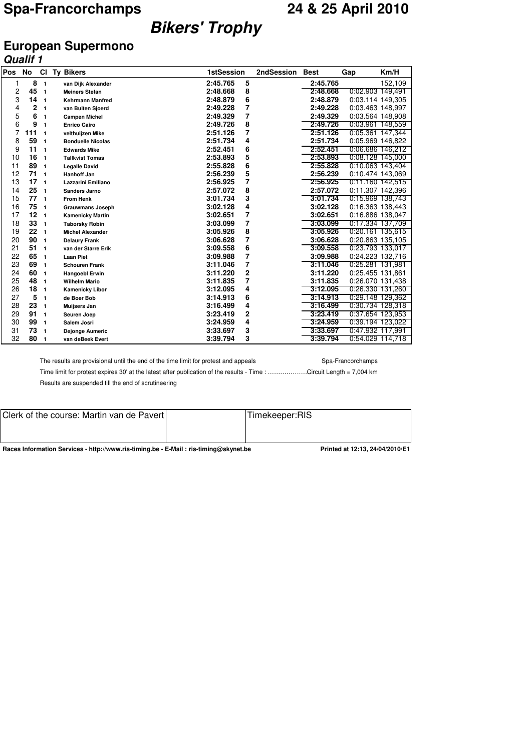# Spa-Francorchamps 24 & 25 April 2010

## Bikers' Trophy

### European Supermono

***Qualif 1***

| Pos | No | Cl | Ty | Bikers | 1stSession | | 2ndSession | Best | Gap | Km/H |
|---|---|---|---|---|---|---|---|---|---|---|
| 1 | 8 | 1 | | van Dijk Alexander | 2:45.765 | 5 | | 2:45.765 | | 152,109 |
| 2 | 45 | 1 | | Meiners Stefan | 2:48.668 | 8 | | 2:48.668 | 0:02.903 | 149,491 |
| 3 | 14 | 1 | | Kehrmann Manfred | 2:48.879 | 6 | | 2:48.879 | 0:03.114 | 149,305 |
| 4 | 2 | 1 | | van Buiten Sjoerd | 2:49.228 | 7 | | 2:49.228 | 0:03.463 | 148,997 |
| 5 | 6 | 1 | | Campen Michel | 2:49.329 | 7 | | 2:49.329 | 0:03.564 | 148,908 |
| 6 | 9 | 1 | | Enrico Cairo | 2:49.726 | 8 | | 2:49.726 | 0:03.961 | 148,559 |
| 7 | 111 | 1 | | velthuijzen Mike | 2:51.126 | 7 | | 2:51.126 | 0:05.361 | 147,344 |
| 8 | 59 | 1 | | Bonduelle Nicolas | 2:51.734 | 4 | | 2:51.734 | 0:05.969 | 146,822 |
| 9 | 11 | 1 | | Edwards Mike | 2:52.451 | 6 | | 2:52.451 | 0:06.686 | 146,212 |
| 10 | 16 | 1 | | Tallkvist Tomas | 2:53.893 | 5 | | 2:53.893 | 0:08.128 | 145,000 |
| 11 | 89 | 1 | | Legalle David | 2:55.828 | 6 | | 2:55.828 | 0:10.063 | 143,404 |
| 12 | 71 | 1 | | Hanhoff Jan | 2:56.239 | 5 | | 2:56.239 | 0:10.474 | 143,069 |
| 13 | 17 | 1 | | Lazzarini Emiliano | 2:56.925 | 7 | | 2:56.925 | 0:11.160 | 142,515 |
| 14 | 25 | 1 | | Sanders Jarno | 2:57.072 | 8 | | 2:57.072 | 0:11.307 | 142,396 |
| 15 | 77 | 1 | | From Henk | 3:01.734 | 3 | | 3:01.734 | 0:15.969 | 138,743 |
| 16 | 75 | 1 | | Grauwmans Joseph | 3:02.128 | 4 | | 3:02.128 | 0:16.363 | 138,443 |
| 17 | 12 | 1 | | Kamenicky Martin | 3:02.651 | 7 | | 3:02.651 | 0:16.886 | 138,047 |
| 18 | 33 | 1 | | Taborsky Robin | 3:03.099 | 7 | | 3:03.099 | 0:17.334 | 137,709 |
| 19 | 22 | 1 | | Michel Alexander | 3:05.926 | 8 | | 3:05.926 | 0:20.161 | 135,615 |
| 20 | 90 | 1 | | Delaury Frank | 3:06.628 | 7 | | 3:06.628 | 0:20.863 | 135,105 |
| 21 | 51 | 1 | | van der Starre Erik | 3:09.558 | 6 | | 3:09.558 | 0:23.793 | 133,017 |
| 22 | 65 | 1 | | Laan Piet | 3:09.988 | 7 | | 3:09.988 | 0:24.223 | 132,716 |
| 23 | 69 | 1 | | Schouren Frank | 3:11.046 | 7 | | 3:11.046 | 0:25.281 | 131,981 |
| 24 | 60 | 1 | | Hangoebl Erwin | 3:11.220 | 2 | | 3:11.220 | 0:25.455 | 131,861 |
| 25 | 48 | 1 | | Wilhelm Mario | 3:11.835 | 7 | | 3:11.835 | 0:26.070 | 131,438 |
| 26 | 18 | 1 | | Kamenicky Libor | 3:12.095 | 4 | | 3:12.095 | 0:26.330 | 131,260 |
| 27 | 5 | 1 | | de Boer Bob | 3:14.913 | 6 | | 3:14.913 | 0:29.148 | 129,362 |
| 28 | 23 | 1 | | Muijsers Jan | 3:16.499 | 4 | | 3:16.499 | 0:30.734 | 128,318 |
| 29 | 91 | 1 | | Seuren Joep | 3:23.419 | 2 | | 3:23.419 | 0:37.654 | 123,953 |
| 30 | 99 | 1 | | Salem Josri | 3:24.959 | 4 | | 3:24.959 | 0:39.194 | 123,022 |
| 31 | 73 | 1 | | Dejonge Aumeric | 3:33.697 | 3 | | 3:33.697 | 0:47.932 | 117,991 |
| 32 | 80 | 1 | | van deBeek Evert | 3:39.794 | 3 | | 3:39.794 | 0:54.029 | 114,718 |

The results are provisional until the end of the time limit for protest and appeals — Spa-Francorchamps

Time limit for protest expires 30' at the latest after publication of the results - Time : ………………. Circuit Length = 7,004 km

Results are suspended till the end of scrutineering

| Clerk of the course: Martin van de Pavert | | Timekeeper:RIS |
|---|---|---|

Races Information Services - http://www.ris-timing.be - E-Mail : ris-timing@skynet.be — Printed at 12:13, 24/04/2010/E1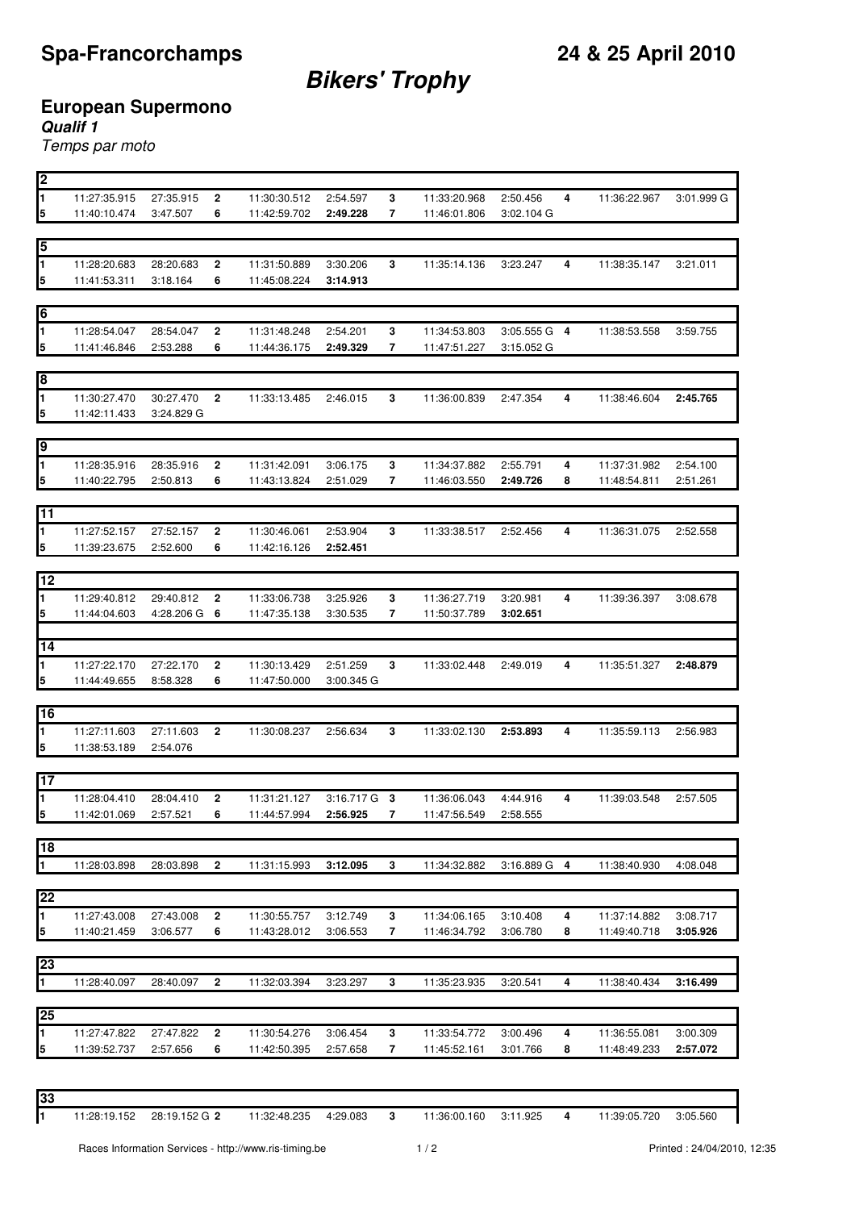# Spa-Francorchamps

# 24 & 25 April 2010

# *Bikers' Trophy*

## European Supermono

***Qualif 1***

*Temps par moto*

**2**

| Lap | Time of day | Lap time | Lap | Time of day | Lap time | Lap | Time of day | Lap time | Lap | Time of day | Lap time |
|---|---|---|---|---|---|---|---|---|---|---|---|
| 1 | 11:27:35.915 | 27:35.915 | 2 | 11:30:30.512 | 2:54.597 | 3 | 11:33:20.968 | 2:50.456 | 4 | 11:36:22.967 | 3:01.999 G |
| 5 | 11:40:10.474 | 3:47.507 | 6 | 11:42:59.702 | **2:49.228** | 7 | 11:46:01.806 | 3:02.104 G | | | |

**5**

| Lap | Time of day | Lap time | Lap | Time of day | Lap time | Lap | Time of day | Lap time | Lap | Time of day | Lap time |
|---|---|---|---|---|---|---|---|---|---|---|---|
| 1 | 11:28:20.683 | 28:20.683 | 2 | 11:31:50.889 | 3:30.206 | 3 | 11:35:14.136 | 3:23.247 | 4 | 11:38:35.147 | 3:21.011 |
| 5 | 11:41:53.311 | 3:18.164 | 6 | 11:45:08.224 | **3:14.913** | | | | | | |

**6**

| Lap | Time of day | Lap time | Lap | Time of day | Lap time | Lap | Time of day | Lap time | Lap | Time of day | Lap time |
|---|---|---|---|---|---|---|---|---|---|---|---|
| 1 | 11:28:54.047 | 28:54.047 | 2 | 11:31:48.248 | 2:54.201 | 3 | 11:34:53.803 | 3:05.555 G | 4 | 11:38:53.558 | 3:59.755 |
| 5 | 11:41:46.846 | 2:53.288 | 6 | 11:44:36.175 | **2:49.329** | 7 | 11:47:51.227 | 3:15.052 G | | | |

**8**

| Lap | Time of day | Lap time | Lap | Time of day | Lap time | Lap | Time of day | Lap time | Lap | Time of day | Lap time |
|---|---|---|---|---|---|---|---|---|---|---|---|
| 1 | 11:30:27.470 | 30:27.470 | 2 | 11:33:13.485 | 2:46.015 | 3 | 11:36:00.839 | 2:47.354 | 4 | 11:38:46.604 | **2:45.765** |
| 5 | 11:42:11.433 | 3:24.829 G | | | | | | | | | |

**9**

| Lap | Time of day | Lap time | Lap | Time of day | Lap time | Lap | Time of day | Lap time | Lap | Time of day | Lap time |
|---|---|---|---|---|---|---|---|---|---|---|---|
| 1 | 11:28:35.916 | 28:35.916 | 2 | 11:31:42.091 | 3:06.175 | 3 | 11:34:37.882 | 2:55.791 | 4 | 11:37:31.982 | 2:54.100 |
| 5 | 11:40:22.795 | 2:50.813 | 6 | 11:43:13.824 | 2:51.029 | 7 | 11:46:03.550 | **2:49.726** | 8 | 11:48:54.811 | 2:51.261 |

**11**

| Lap | Time of day | Lap time | Lap | Time of day | Lap time | Lap | Time of day | Lap time | Lap | Time of day | Lap time |
|---|---|---|---|---|---|---|---|---|---|---|---|
| 1 | 11:27:52.157 | 27:52.157 | 2 | 11:30:46.061 | 2:53.904 | 3 | 11:33:38.517 | 2:52.456 | 4 | 11:36:31.075 | 2:52.558 |
| 5 | 11:39:23.675 | 2:52.600 | 6 | 11:42:16.126 | **2:52.451** | | | | | | |

**12**

| Lap | Time of day | Lap time | Lap | Time of day | Lap time | Lap | Time of day | Lap time | Lap | Time of day | Lap time |
|---|---|---|---|---|---|---|---|---|---|---|---|
| 1 | 11:29:40.812 | 29:40.812 | 2 | 11:33:06.738 | 3:25.926 | 3 | 11:36:27.719 | 3:20.981 | 4 | 11:39:36.397 | 3:08.678 |
| 5 | 11:44:04.603 | 4:28.206 G | 6 | 11:47:35.138 | 3:30.535 | 7 | 11:50:37.789 | **3:02.651** | | | |

**14**

| Lap | Time of day | Lap time | Lap | Time of day | Lap time | Lap | Time of day | Lap time | Lap | Time of day | Lap time |
|---|---|---|---|---|---|---|---|---|---|---|---|
| 1 | 11:27:22.170 | 27:22.170 | 2 | 11:30:13.429 | 2:51.259 | 3 | 11:33:02.448 | 2:49.019 | 4 | 11:35:51.327 | **2:48.879** |
| 5 | 11:44:49.655 | 8:58.328 | 6 | 11:47:50.000 | 3:00.345 G | | | | | | |

**16**

| Lap | Time of day | Lap time | Lap | Time of day | Lap time | Lap | Time of day | Lap time | Lap | Time of day | Lap time |
|---|---|---|---|---|---|---|---|---|---|---|---|
| 1 | 11:27:11.603 | 27:11.603 | 2 | 11:30:08.237 | 2:56.634 | 3 | 11:33:02.130 | **2:53.893** | 4 | 11:35:59.113 | 2:56.983 |
| 5 | 11:38:53.189 | 2:54.076 | | | | | | | | | |

**17**

| Lap | Time of day | Lap time | Lap | Time of day | Lap time | Lap | Time of day | Lap time | Lap | Time of day | Lap time |
|---|---|---|---|---|---|---|---|---|---|---|---|
| 1 | 11:28:04.410 | 28:04.410 | 2 | 11:31:21.127 | 3:16.717 G | 3 | 11:36:06.043 | 4:44.916 | 4 | 11:39:03.548 | 2:57.505 |
| 5 | 11:42:01.069 | 2:57.521 | 6 | 11:44:57.994 | **2:56.925** | 7 | 11:47:56.549 | 2:58.555 | | | |

**18**

| Lap | Time of day | Lap time | Lap | Time of day | Lap time | Lap | Time of day | Lap time | Lap | Time of day | Lap time |
|---|---|---|---|---|---|---|---|---|---|---|---|
| 1 | 11:28:03.898 | 28:03.898 | 2 | 11:31:15.993 | **3:12.095** | 3 | 11:34:32.882 | 3:16.889 G | 4 | 11:38:40.930 | 4:08.048 |

**22**

| Lap | Time of day | Lap time | Lap | Time of day | Lap time | Lap | Time of day | Lap time | Lap | Time of day | Lap time |
|---|---|---|---|---|---|---|---|---|---|---|---|
| 1 | 11:27:43.008 | 27:43.008 | 2 | 11:30:55.757 | 3:12.749 | 3 | 11:34:06.165 | 3:10.408 | 4 | 11:37:14.882 | 3:08.717 |
| 5 | 11:40:21.459 | 3:06.577 | 6 | 11:43:28.012 | 3:06.553 | 7 | 11:46:34.792 | 3:06.780 | 8 | 11:49:40.718 | **3:05.926** |

**23**

| Lap | Time of day | Lap time | Lap | Time of day | Lap time | Lap | Time of day | Lap time | Lap | Time of day | Lap time |
|---|---|---|---|---|---|---|---|---|---|---|---|
| 1 | 11:28:40.097 | 28:40.097 | 2 | 11:32:03.394 | 3:23.297 | 3 | 11:35:23.935 | 3:20.541 | 4 | 11:38:40.434 | **3:16.499** |

**25**

| Lap | Time of day | Lap time | Lap | Time of day | Lap time | Lap | Time of day | Lap time | Lap | Time of day | Lap time |
|---|---|---|---|---|---|---|---|---|---|---|---|
| 1 | 11:27:47.822 | 27:47.822 | 2 | 11:30:54.276 | 3:06.454 | 3 | 11:33:54.772 | 3:00.496 | 4 | 11:36:55.081 | 3:00.309 |
| 5 | 11:39:52.737 | 2:57.656 | 6 | 11:42:50.395 | 2:57.658 | 7 | 11:45:52.161 | 3:01.766 | 8 | 11:48:49.233 | **2:57.072** |

**33**

| Lap | Time of day | Lap time | Lap | Time of day | Lap time | Lap | Time of day | Lap time | Lap | Time of day | Lap time |
|---|---|---|---|---|---|---|---|---|---|---|---|
| 1 | 11:28:19.152 | 28:19.152 G | 2 | 11:32:48.235 | 4:29.083 | 3 | 11:36:00.160 | 3:11.925 | 4 | 11:39:05.720 | 3:05.560 |

Races Information Services - http://www.ris-timing.be

Printed : 24/04/2010, 12:35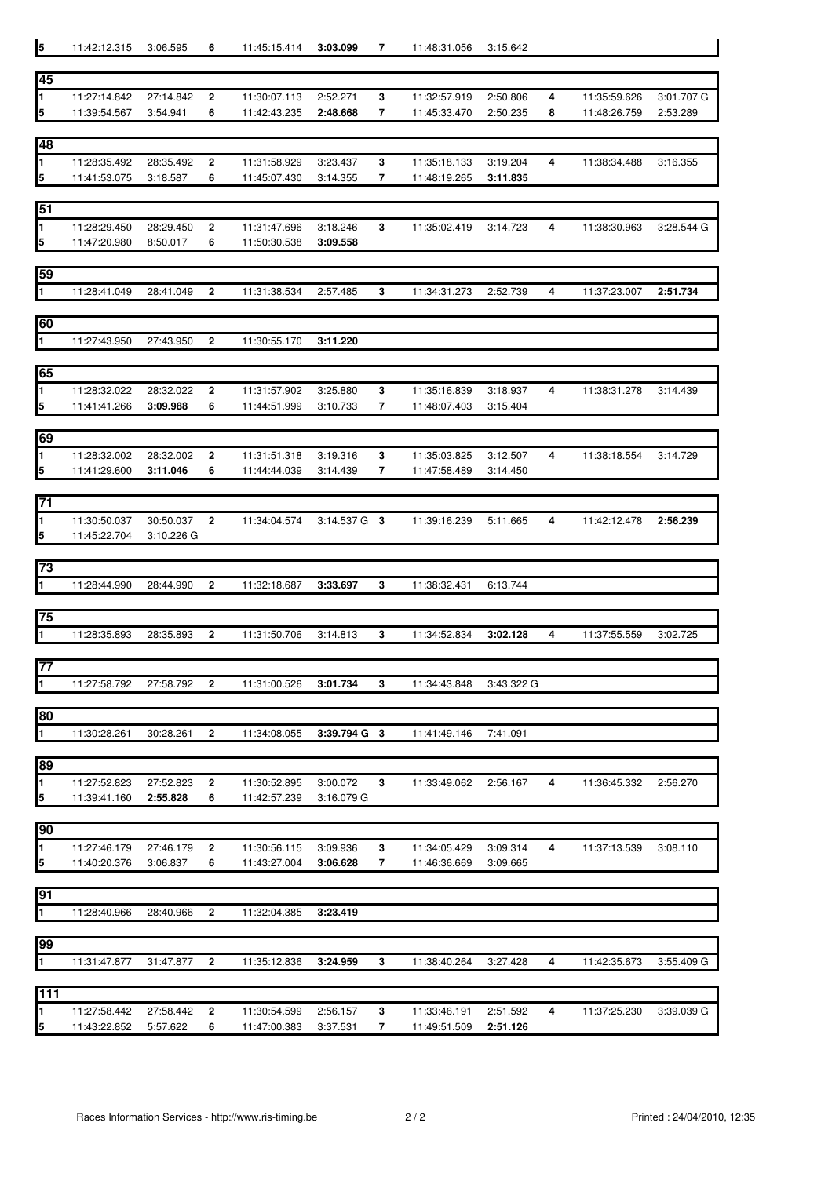| 5 | 11:42:12.315 | 3:06.595 | 6 | 11:45:15.414 | **3:03.099** | 7 | 11:48:31.056 | 3:15.642 | | | |
|---|---|---|---|---|---|---|---|---|---|---|---|

| 45 | | | | | | | | | | | |
|---|---|---|---|---|---|---|---|---|---|---|---|
| 1 | 11:27:14.842 | 27:14.842 | 2 | 11:30:07.113 | 2:52.271 | 3 | 11:32:57.919 | 2:50.806 | 4 | 11:35:59.626 | 3:01.707 G |
| 5 | 11:39:54.567 | 3:54.941 | 6 | 11:42:43.235 | **2:48.668** | 7 | 11:45:33.470 | 2:50.235 | 8 | 11:48:26.759 | 2:53.289 |

| 48 | | | | | | | | | | | |
|---|---|---|---|---|---|---|---|---|---|---|---|
| 1 | 11:28:35.492 | 28:35.492 | 2 | 11:31:58.929 | 3:23.437 | 3 | 11:35:18.133 | 3:19.204 | 4 | 11:38:34.488 | 3:16.355 |
| 5 | 11:41:53.075 | 3:18.587 | 6 | 11:45:07.430 | 3:14.355 | 7 | 11:48:19.265 | **3:11.835** | | | |

| 51 | | | | | | | | | | | |
|---|---|---|---|---|---|---|---|---|---|---|---|
| 1 | 11:28:29.450 | 28:29.450 | 2 | 11:31:47.696 | 3:18.246 | 3 | 11:35:02.419 | 3:14.723 | 4 | 11:38:30.963 | 3:28.544 G |
| 5 | 11:47:20.980 | 8:50.017 | 6 | 11:50:30.538 | **3:09.558** | | | | | | |

| 59 | | | | | | | | | | | |
|---|---|---|---|---|---|---|---|---|---|---|---|
| 1 | 11:28:41.049 | 28:41.049 | 2 | 11:31:38.534 | 2:57.485 | 3 | 11:34:31.273 | 2:52.739 | 4 | 11:37:23.007 | **2:51.734** |

| 60 | | | | | |
|---|---|---|---|---|---|
| 1 | 11:27:43.950 | 27:43.950 | 2 | 11:30:55.170 | **3:11.220** |

| 65 | | | | | | | | | | | |
|---|---|---|---|---|---|---|---|---|---|---|---|
| 1 | 11:28:32.022 | 28:32.022 | 2 | 11:31:57.902 | 3:25.880 | 3 | 11:35:16.839 | 3:18.937 | 4 | 11:38:31.278 | 3:14.439 |
| 5 | 11:41:41.266 | **3:09.988** | 6 | 11:44:51.999 | 3:10.733 | 7 | 11:48:07.403 | 3:15.404 | | | |

| 69 | | | | | | | | | | | |
|---|---|---|---|---|---|---|---|---|---|---|---|
| 1 | 11:28:32.002 | 28:32.002 | 2 | 11:31:51.318 | 3:19.316 | 3 | 11:35:03.825 | 3:12.507 | 4 | 11:38:18.554 | 3:14.729 |
| 5 | 11:41:29.600 | **3:11.046** | 6 | 11:44:44.039 | 3:14.439 | 7 | 11:47:58.489 | 3:14.450 | | | |

| 71 | | | | | | | | | | | |
|---|---|---|---|---|---|---|---|---|---|---|---|
| 1 | 11:30:50.037 | 30:50.037 | 2 | 11:34:04.574 | 3:14.537 G | 3 | 11:39:16.239 | 5:11.665 | 4 | 11:42:12.478 | **2:56.239** |
| 5 | 11:45:22.704 | 3:10.226 G | | | | | | | | | |

| 73 | | | | | | | | |
|---|---|---|---|---|---|---|---|---|
| 1 | 11:28:44.990 | 28:44.990 | 2 | 11:32:18.687 | **3:33.697** | 3 | 11:38:32.431 | 6:13.744 |

| 75 | | | | | | | | | | | |
|---|---|---|---|---|---|---|---|---|---|---|---|
| 1 | 11:28:35.893 | 28:35.893 | 2 | 11:31:50.706 | 3:14.813 | 3 | 11:34:52.834 | **3:02.128** | 4 | 11:37:55.559 | 3:02.725 |

| 77 | | | | | | | | |
|---|---|---|---|---|---|---|---|---|
| 1 | 11:27:58.792 | 27:58.792 | 2 | 11:31:00.526 | **3:01.734** | 3 | 11:34:43.848 | 3:43.322 G |

| 80 | | | | | | | | |
|---|---|---|---|---|---|---|---|---|
| 1 | 11:30:28.261 | 30:28.261 | 2 | 11:34:08.055 | **3:39.794 G** | 3 | 11:41:49.146 | 7:41.091 |

| 89 | | | | | | | | | | | |
|---|---|---|---|---|---|---|---|---|---|---|---|
| 1 | 11:27:52.823 | 27:52.823 | 2 | 11:30:52.895 | 3:00.072 | 3 | 11:33:49.062 | 2:56.167 | 4 | 11:36:45.332 | 2:56.270 |
| 5 | 11:39:41.160 | **2:55.828** | 6 | 11:42:57.239 | 3:16.079 G | | | | | | |

| 90 | | | | | | | | | | | |
|---|---|---|---|---|---|---|---|---|---|---|---|
| 1 | 11:27:46.179 | 27:46.179 | 2 | 11:30:56.115 | 3:09.936 | 3 | 11:34:05.429 | 3:09.314 | 4 | 11:37:13.539 | 3:08.110 |
| 5 | 11:40:20.376 | 3:06.837 | 6 | 11:43:27.004 | **3:06.628** | 7 | 11:46:36.669 | 3:09.665 | | | |

| 91 | | | | | |
|---|---|---|---|---|---|
| 1 | 11:28:40.966 | 28:40.966 | 2 | 11:32:04.385 | **3:23.419** |

| 99 | | | | | | | | | | | |
|---|---|---|---|---|---|---|---|---|---|---|---|
| 1 | 11:31:47.877 | 31:47.877 | 2 | 11:35:12.836 | **3:24.959** | 3 | 11:38:40.264 | 3:27.428 | 4 | 11:42:35.673 | 3:55.409 G |

| 111 | | | | | | | | | | | |
|---|---|---|---|---|---|---|---|---|---|---|---|
| 1 | 11:27:58.442 | 27:58.442 | 2 | 11:30:54.599 | 2:56.157 | 3 | 11:33:46.191 | 2:51.592 | 4 | 11:37:25.230 | 3:39.039 G |
| 5 | 11:43:22.852 | 5:57.622 | 6 | 11:47:00.383 | 3:37.531 | 7 | 11:49:51.509 | **2:51.126** | | | |

Races Information Services - http://www.ris-timing.be

Printed : 24/04/2010, 12:35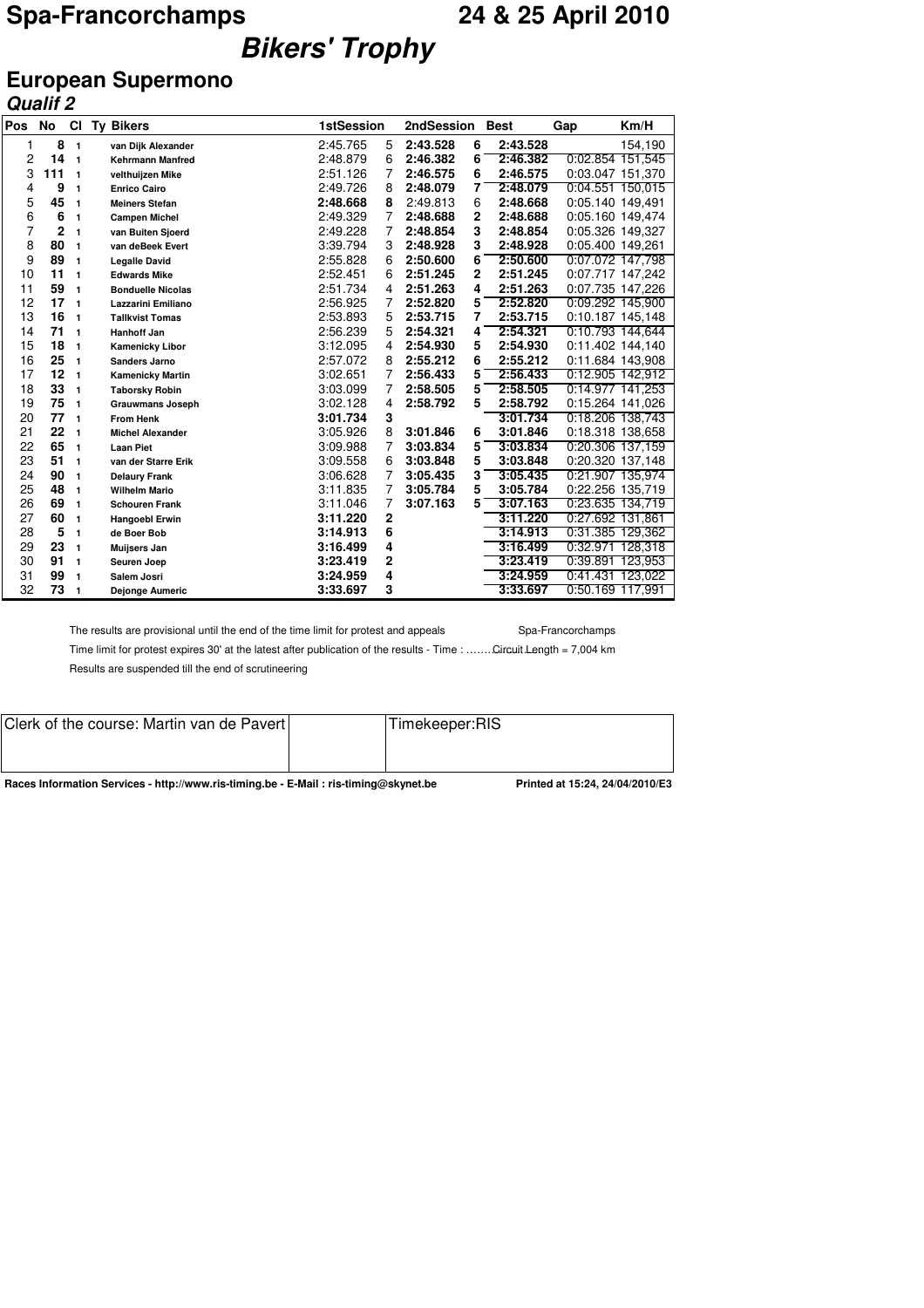# Spa-Francorchamps

## 24 & 25 April 2010

# *Bikers' Trophy*

## European Supermono

### *Qualif 2*

| Pos | No | Cl | Ty | Bikers | 1stSession | | 2ndSession | | Best | Gap | Km/H |
|---|---|---|---|---|---|---|---|---|---|---|---|
| 1 | **8** | 1 | | van Dijk Alexander | 2:45.765 | 5 | **2:43.528** | **6** | **2:43.528** | | 154,190 |
| 2 | **14** | 1 | | Kehrmann Manfred | 2:48.879 | 6 | **2:46.382** | **6** | **2:46.382** | 0:02.854 | 151,545 |
| 3 | **111** | 1 | | velthuijzen Mike | 2:51.126 | 7 | **2:46.575** | **6** | **2:46.575** | 0:03.047 | 151,370 |
| 4 | **9** | 1 | | Enrico Cairo | 2:49.726 | 8 | **2:48.079** | **7** | **2:48.079** | 0:04.551 | 150,015 |
| 5 | **45** | 1 | | Meiners Stefan | **2:48.668** | **8** | 2:49.813 | 6 | **2:48.668** | 0:05.140 | 149,491 |
| 6 | **6** | 1 | | Campen Michel | 2:49.329 | 7 | **2:48.688** | **2** | **2:48.688** | 0:05.160 | 149,474 |
| 7 | **2** | 1 | | van Buiten Sjoerd | 2:49.228 | 7 | **2:48.854** | **3** | **2:48.854** | 0:05.326 | 149,327 |
| 8 | **80** | 1 | | van deBeek Evert | 3:39.794 | 3 | **2:48.928** | **3** | **2:48.928** | 0:05.400 | 149,261 |
| 9 | **89** | 1 | | Legalle David | 2:55.828 | 6 | **2:50.600** | **6** | **2:50.600** | 0:07.072 | 147,798 |
| 10 | **11** | 1 | | Edwards Mike | 2:52.451 | 6 | **2:51.245** | **2** | **2:51.245** | 0:07.717 | 147,242 |
| 11 | **59** | 1 | | Bonduelle Nicolas | 2:51.734 | 4 | **2:51.263** | **4** | **2:51.263** | 0:07.735 | 147,226 |
| 12 | **17** | 1 | | Lazzarini Emiliano | 2:56.925 | 7 | **2:52.820** | **5** | **2:52.820** | 0:09.292 | 145,900 |
| 13 | **16** | 1 | | Tallkvist Tomas | 2:53.893 | 5 | **2:53.715** | **7** | **2:53.715** | 0:10.187 | 145,148 |
| 14 | **71** | 1 | | Hanhoff Jan | 2:56.239 | 5 | **2:54.321** | **4** | **2:54.321** | 0:10.793 | 144,644 |
| 15 | **18** | 1 | | Kamenicky Libor | 3:12.095 | 4 | **2:54.930** | **5** | **2:54.930** | 0:11.402 | 144,140 |
| 16 | **25** | 1 | | Sanders Jarno | 2:57.072 | 8 | **2:55.212** | **6** | **2:55.212** | 0:11.684 | 143,908 |
| 17 | **12** | 1 | | Kamenicky Martin | 3:02.651 | 7 | **2:56.433** | **5** | **2:56.433** | 0:12.905 | 142,912 |
| 18 | **33** | 1 | | Taborsky Robin | 3:03.099 | 7 | **2:58.505** | **5** | **2:58.505** | 0:14.977 | 141,253 |
| 19 | **75** | 1 | | Grauwmans Joseph | 3:02.128 | 4 | **2:58.792** | **5** | **2:58.792** | 0:15.264 | 141,026 |
| 20 | **77** | 1 | | From Henk | **3:01.734** | **3** | | | **3:01.734** | 0:18.206 | 138,743 |
| 21 | **22** | 1 | | Michel Alexander | 3:05.926 | 8 | **3:01.846** | **6** | **3:01.846** | 0:18.318 | 138,658 |
| 22 | **65** | 1 | | Laan Piet | 3:09.988 | 7 | **3:03.834** | **5** | **3:03.834** | 0:20.306 | 137,159 |
| 23 | **51** | 1 | | van der Starre Erik | 3:09.558 | 6 | **3:03.848** | **5** | **3:03.848** | 0:20.320 | 137,148 |
| 24 | **90** | 1 | | Delaury Frank | 3:06.628 | 7 | **3:05.435** | **3** | **3:05.435** | 0:21.907 | 135,974 |
| 25 | **48** | 1 | | Wilhelm Mario | 3:11.835 | 7 | **3:05.784** | **5** | **3:05.784** | 0:22.256 | 135,719 |
| 26 | **69** | 1 | | Schouren Frank | 3:11.046 | 7 | **3:07.163** | **5** | **3:07.163** | 0:23.635 | 134,719 |
| 27 | **60** | 1 | | Hangoebl Erwin | **3:11.220** | **2** | | | **3:11.220** | 0:27.692 | 131,861 |
| 28 | **5** | 1 | | de Boer Bob | **3:14.913** | **6** | | | **3:14.913** | 0:31.385 | 129,362 |
| 29 | **23** | 1 | | Muijsers Jan | **3:16.499** | **4** | | | **3:16.499** | 0:32.971 | 128,318 |
| 30 | **91** | 1 | | Seuren Joep | **3:23.419** | **2** | | | **3:23.419** | 0:39.891 | 123,953 |
| 31 | **99** | 1 | | Salem Josri | **3:24.959** | **4** | | | **3:24.959** | 0:41.431 | 123,022 |
| 32 | **73** | 1 | | Dejonge Aumeric | **3:33.697** | **3** | | | **3:33.697** | 0:50.169 | 117,991 |

The results are provisional until the end of the time limit for protest and appeals

Spa-Francorchamps

Time limit for protest expires 30' at the latest after publication of the results - Time : ……..

Circuit Length = 7,004 km

Results are suspended till the end of scrutineering

| Clerk of the course: Martin van de Pavert | | Timekeeper:RIS |
|---|---|---|

Races Information Services - http://www.ris-timing.be - E-Mail : ris-timing@skynet.be

Printed at 15:24, 24/04/2010/E3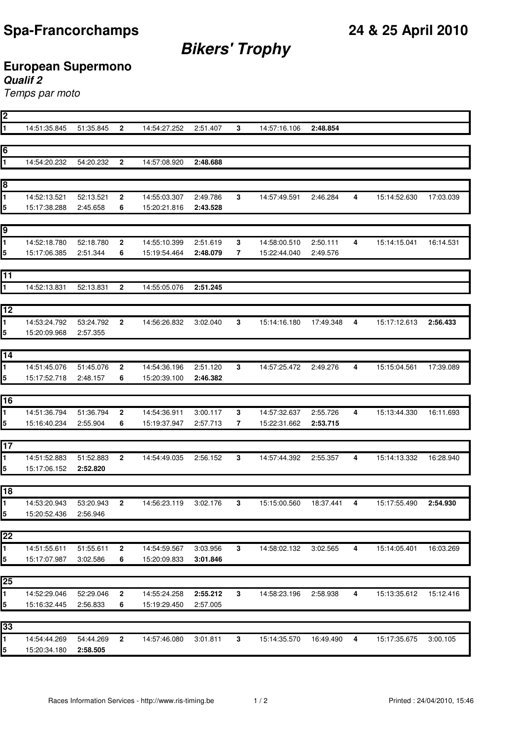# Spa-Francorchamps

**24 & 25 April 2010**

## *Bikers' Trophy*

### European Supermono

***Qualif 2***

*Temps par moto*

| **2** | | | | | | | | | | | |
|---|---|---|---|---|---|---|---|---|---|---|---|
| **1** | 14:51:35.845 | 51:35.845 | **2** | 14:54:27.252 | 2:51.407 | **3** | 14:57:16.106 | **2:48.854** | | | |

| **6** | | | | | |
|---|---|---|---|---|---|
| **1** | 14:54:20.232 | 54:20.232 | **2** | 14:57:08.920 | **2:48.688** |

| **8** | | | | | | | | | | | |
|---|---|---|---|---|---|---|---|---|---|---|---|
| **1** | 14:52:13.521 | 52:13.521 | **2** | 14:55:03.307 | 2:49.786 | **3** | 14:57:49.591 | 2:46.284 | **4** | 15:14:52.630 | 17:03.039 |
| **5** | 15:17:38.288 | 2:45.658 | **6** | 15:20:21.816 | **2:43.528** | | | | | | |

| **9** | | | | | | | | | | | |
|---|---|---|---|---|---|---|---|---|---|---|---|
| **1** | 14:52:18.780 | 52:18.780 | **2** | 14:55:10.399 | 2:51.619 | **3** | 14:58:00.510 | 2:50.111 | **4** | 15:14:15.041 | 16:14.531 |
| **5** | 15:17:06.385 | 2:51.344 | **6** | 15:19:54.464 | **2:48.079** | **7** | 15:22:44.040 | 2:49.576 | | | |

| **11** | | | | | |
|---|---|---|---|---|---|
| **1** | 14:52:13.831 | 52:13.831 | **2** | 14:55:05.076 | **2:51.245** |

| **12** | | | | | | | | | | | |
|---|---|---|---|---|---|---|---|---|---|---|---|
| **1** | 14:53:24.792 | 53:24.792 | **2** | 14:56:26.832 | 3:02.040 | **3** | 15:14:16.180 | 17:49.348 | **4** | 15:17:12.613 | **2:56.433** |
| **5** | 15:20:09.968 | 2:57.355 | | | | | | | | | |

| **14** | | | | | | | | | | | |
|---|---|---|---|---|---|---|---|---|---|---|---|
| **1** | 14:51:45.076 | 51:45.076 | **2** | 14:54:36.196 | 2:51.120 | **3** | 14:57:25.472 | 2:49.276 | **4** | 15:15:04.561 | 17:39.089 |
| **5** | 15:17:52.718 | 2:48.157 | **6** | 15:20:39.100 | **2:46.382** | | | | | | |

| **16** | | | | | | | | | | | |
|---|---|---|---|---|---|---|---|---|---|---|---|
| **1** | 14:51:36.794 | 51:36.794 | **2** | 14:54:36.911 | 3:00.117 | **3** | 14:57:32.637 | 2:55.726 | **4** | 15:13:44.330 | 16:11.693 |
| **5** | 15:16:40.234 | 2:55.904 | **6** | 15:19:37.947 | 2:57.713 | **7** | 15:22:31.662 | **2:53.715** | | | |

| **17** | | | | | | | | | | | |
|---|---|---|---|---|---|---|---|---|---|---|---|
| **1** | 14:51:52.883 | 51:52.883 | **2** | 14:54:49.035 | 2:56.152 | **3** | 14:57:44.392 | 2:55.357 | **4** | 15:14:13.332 | 16:28.940 |
| **5** | 15:17:06.152 | **2:52.820** | | | | | | | | | |

| **18** | | | | | | | | | | | |
|---|---|---|---|---|---|---|---|---|---|---|---|
| **1** | 14:53:20.943 | 53:20.943 | **2** | 14:56:23.119 | 3:02.176 | **3** | 15:15:00.560 | 18:37.441 | **4** | 15:17:55.490 | **2:54.930** |
| **5** | 15:20:52.436 | 2:56.946 | | | | | | | | | |

| **22** | | | | | | | | | | | |
|---|---|---|---|---|---|---|---|---|---|---|---|
| **1** | 14:51:55.611 | 51:55.611 | **2** | 14:54:59.567 | 3:03.956 | **3** | 14:58:02.132 | 3:02.565 | **4** | 15:14:05.401 | 16:03.269 |
| **5** | 15:17:07.987 | 3:02.586 | **6** | 15:20:09.833 | **3:01.846** | | | | | | |

| **25** | | | | | | | | | | | |
|---|---|---|---|---|---|---|---|---|---|---|---|
| **1** | 14:52:29.046 | 52:29.046 | **2** | 14:55:24.258 | **2:55.212** | **3** | 14:58:23.196 | 2:58.938 | **4** | 15:13:35.612 | 15:12.416 |
| **5** | 15:16:32.445 | 2:56.833 | **6** | 15:19:29.450 | 2:57.005 | | | | | | |

| **33** | | | | | | | | | | | |
|---|---|---|---|---|---|---|---|---|---|---|---|
| **1** | 14:54:44.269 | 54:44.269 | **2** | 14:57:46.080 | 3:01.811 | **3** | 15:14:35.570 | 16:49.490 | **4** | 15:17:35.675 | 3:00.105 |
| **5** | 15:20:34.180 | **2:58.505** | | | | | | | | | |

Races Information Services - http://www.ris-timing.be

Printed : 24/04/2010, 15:46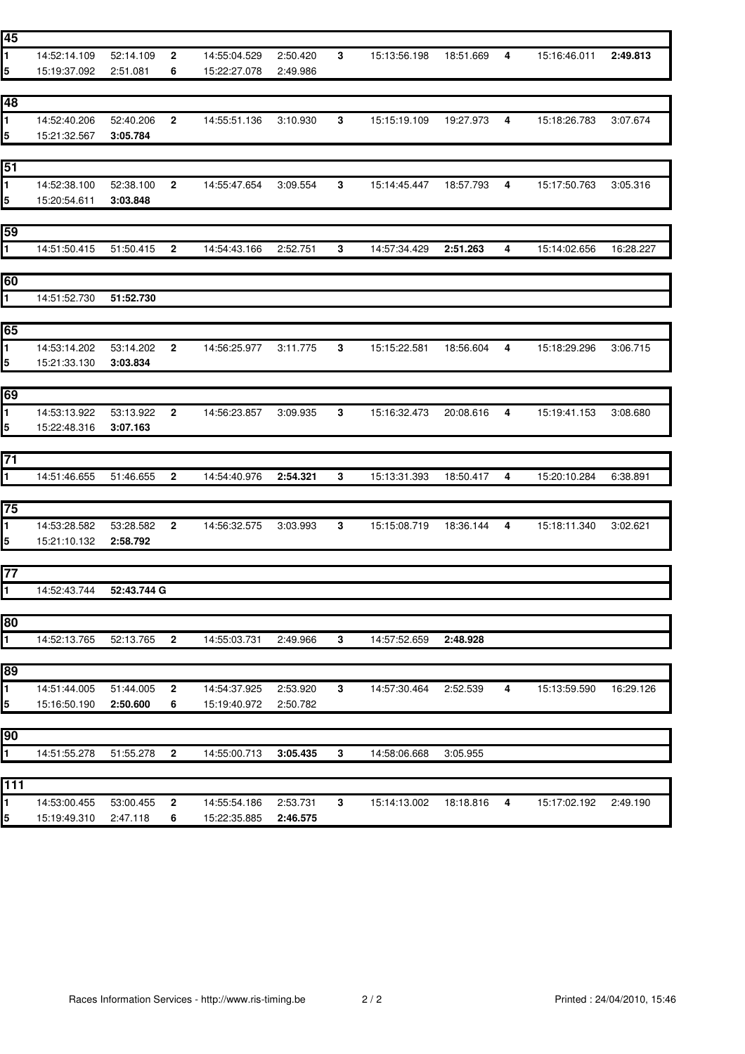**45**

| | | | | | | | | | | | |
|---|---|---|---|---|---|---|---|---|---|---|---|
| **1** | 14:52:14.109 | 52:14.109 | **2** | 14:55:04.529 | 2:50.420 | **3** | 15:13:56.198 | 18:51.669 | **4** | 15:16:46.011 | **2:49.813** |
| **5** | 15:19:37.092 | 2:51.081 | **6** | 15:22:27.078 | 2:49.986 | | | | | | |

**48**

| | | | | | | | | | | | |
|---|---|---|---|---|---|---|---|---|---|---|---|
| **1** | 14:52:40.206 | 52:40.206 | **2** | 14:55:51.136 | 3:10.930 | **3** | 15:15:19.109 | 19:27.973 | **4** | 15:18:26.783 | 3:07.674 |
| **5** | 15:21:32.567 | **3:05.784** | | | | | | | | | |

**51**

| | | | | | | | | | | | |
|---|---|---|---|---|---|---|---|---|---|---|---|
| **1** | 14:52:38.100 | 52:38.100 | **2** | 14:55:47.654 | 3:09.554 | **3** | 15:14:45.447 | 18:57.793 | **4** | 15:17:50.763 | 3:05.316 |
| **5** | 15:20:54.611 | **3:03.848** | | | | | | | | | |

**59**

| | | | | | | | | | | | |
|---|---|---|---|---|---|---|---|---|---|---|---|
| **1** | 14:51:50.415 | 51:50.415 | **2** | 14:54:43.166 | 2:52.751 | **3** | 14:57:34.429 | **2:51.263** | **4** | 15:14:02.656 | 16:28.227 |

**60**

| | | |
|---|---|---|
| **1** | 14:51:52.730 | **51:52.730** |

**65**

| | | | | | | | | | | | |
|---|---|---|---|---|---|---|---|---|---|---|---|
| **1** | 14:53:14.202 | 53:14.202 | **2** | 14:56:25.977 | 3:11.775 | **3** | 15:15:22.581 | 18:56.604 | **4** | 15:18:29.296 | 3:06.715 |
| **5** | 15:21:33.130 | **3:03.834** | | | | | | | | | |

**69**

| | | | | | | | | | | | |
|---|---|---|---|---|---|---|---|---|---|---|---|
| **1** | 14:53:13.922 | 53:13.922 | **2** | 14:56:23.857 | 3:09.935 | **3** | 15:16:32.473 | 20:08.616 | **4** | 15:19:41.153 | 3:08.680 |
| **5** | 15:22:48.316 | **3:07.163** | | | | | | | | | |

**71**

| | | | | | | | | | | | |
|---|---|---|---|---|---|---|---|---|---|---|---|
| **1** | 14:51:46.655 | 51:46.655 | **2** | 14:54:40.976 | **2:54.321** | **3** | 15:13:31.393 | 18:50.417 | **4** | 15:20:10.284 | 6:38.891 |

**75**

| | | | | | | | | | | | |
|---|---|---|---|---|---|---|---|---|---|---|---|
| **1** | 14:53:28.582 | 53:28.582 | **2** | 14:56:32.575 | 3:03.993 | **3** | 15:15:08.719 | 18:36.144 | **4** | 15:18:11.340 | 3:02.621 |
| **5** | 15:21:10.132 | **2:58.792** | | | | | | | | | |

**77**

| | | |
|---|---|---|
| **1** | 14:52:43.744 | **52:43.744 G** |

**80**

| | | | | | | | | |
|---|---|---|---|---|---|---|---|---|
| **1** | 14:52:13.765 | 52:13.765 | **2** | 14:55:03.731 | 2:49.966 | **3** | 14:57:52.659 | **2:48.928** |

**89**

| | | | | | | | | | | | |
|---|---|---|---|---|---|---|---|---|---|---|---|
| **1** | 14:51:44.005 | 51:44.005 | **2** | 14:54:37.925 | 2:53.920 | **3** | 14:57:30.464 | 2:52.539 | **4** | 15:13:59.590 | 16:29.126 |
| **5** | 15:16:50.190 | **2:50.600** | **6** | 15:19:40.972 | 2:50.782 | | | | | | |

**90**

| | | | | | | | | |
|---|---|---|---|---|---|---|---|---|
| **1** | 14:51:55.278 | 51:55.278 | **2** | 14:55:00.713 | **3:05.435** | **3** | 14:58:06.668 | 3:05.955 |

**111**

| | | | | | | | | | | | |
|---|---|---|---|---|---|---|---|---|---|---|---|
| **1** | 14:53:00.455 | 53:00.455 | **2** | 14:55:54.186 | 2:53.731 | **3** | 15:14:13.002 | 18:18.816 | **4** | 15:17:02.192 | 2:49.190 |
| **5** | 15:19:49.310 | 2:47.118 | **6** | 15:22:35.885 | **2:46.575** | | | | | | |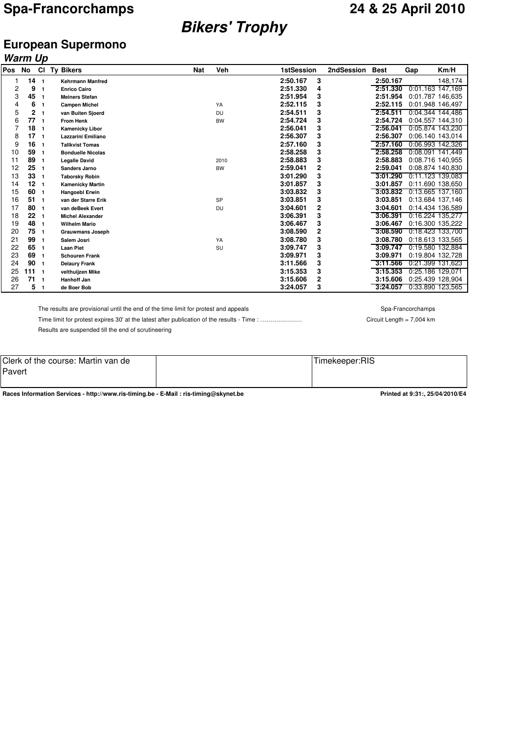# Spa-Francorchamps

## 24 & 25 April 2010

# *Bikers' Trophy*

## European Supermono

### *Warm Up*

| Pos | No | Cl | Ty | Bikers | Nat | Veh | 1stSession | | 2ndSession | Best | Gap | Km/H |
|---|---|---|---|---|---|---|---|---|---|---|---|---|
| 1 | **14** | 1 | | Kehrmann Manfred | | | 2:50.167 | 3 | | 2:50.167 | | 148,174 |
| 2 | **9** | 1 | | Enrico Cairo | | | 2:51.330 | 4 | | 2:51.330 | 0:01.163 | 147,169 |
| 3 | **45** | 1 | | Meiners Stefan | | | 2:51.954 | 3 | | 2:51.954 | 0:01.787 | 146,635 |
| 4 | **6** | 1 | | Campen Michel | | YA | 2:52.115 | 3 | | 2:52.115 | 0:01.948 | 146,497 |
| 5 | **2** | 1 | | van Buiten Sjoerd | | DU | 2:54.511 | 3 | | 2:54.511 | 0:04.344 | 144,486 |
| 6 | **77** | 1 | | From Henk | | BW | 2:54.724 | 3 | | 2:54.724 | 0:04.557 | 144,310 |
| 7 | **18** | 1 | | Kamenicky Libor | | | 2:56.041 | 3 | | 2:56.041 | 0:05.874 | 143,230 |
| 8 | **17** | 1 | | Lazzarini Emiliano | | | 2:56.307 | 3 | | 2:56.307 | 0:06.140 | 143,014 |
| 9 | **16** | 1 | | Tallkvist Tomas | | | 2:57.160 | 3 | | 2:57.160 | 0:06.993 | 142,326 |
| 10 | **59** | 1 | | Bonduelle Nicolas | | | 2:58.258 | 3 | | 2:58.258 | 0:08.091 | 141,449 |
| 11 | **89** | 1 | | Legalle David | | 2010 | 2:58.883 | 3 | | 2:58.883 | 0:08.716 | 140,955 |
| 12 | **25** | 1 | | Sanders Jarno | | BW | 2:59.041 | 2 | | 2:59.041 | 0:08.874 | 140,830 |
| 13 | **33** | 1 | | Taborsky Robin | | | 3:01.290 | 3 | | 3:01.290 | 0:11.123 | 139,083 |
| 14 | **12** | 1 | | Kamenicky Martin | | | 3:01.857 | 3 | | 3:01.857 | 0:11.690 | 138,650 |
| 15 | **60** | 1 | | Hangoebl Erwin | | | 3:03.832 | 3 | | 3:03.832 | 0:13.665 | 137,160 |
| 16 | **51** | 1 | | van der Starre Erik | | SP | 3:03.851 | 3 | | 3:03.851 | 0:13.684 | 137,146 |
| 17 | **80** | 1 | | van deBeek Evert | | DU | 3:04.601 | 2 | | 3:04.601 | 0:14.434 | 136,589 |
| 18 | **22** | 1 | | Michel Alexander | | | 3:06.391 | 3 | | 3:06.391 | 0:16.224 | 135,277 |
| 19 | **48** | 1 | | Wilhelm Mario | | | 3:06.467 | 3 | | 3:06.467 | 0:16.300 | 135,222 |
| 20 | **75** | 1 | | Grauwmans Joseph | | | 3:08.590 | 2 | | 3:08.590 | 0:18.423 | 133,700 |
| 21 | **99** | 1 | | Salem Josri | | YA | 3:08.780 | 3 | | 3:08.780 | 0:18.613 | 133,565 |
| 22 | **65** | 1 | | Laan Piet | | SU | 3:09.747 | 3 | | 3:09.747 | 0:19.580 | 132,884 |
| 23 | **69** | 1 | | Schouren Frank | | | 3:09.971 | 3 | | 3:09.971 | 0:19.804 | 132,728 |
| 24 | **90** | 1 | | Delaury Frank | | | 3:11.566 | 3 | | 3:11.566 | 0:21.399 | 131,623 |
| 25 | **111** | 1 | | velthuijzen Mike | | | 3:15.353 | 3 | | 3:15.353 | 0:25.186 | 129,071 |
| 26 | **71** | 1 | | Hanhoff Jan | | | 3:15.606 | 2 | | 3:15.606 | 0:25.439 | 128,904 |
| 27 | **5** | 1 | | de Boer Bob | | | 3:24.057 | 3 | | 3:24.057 | 0:33.890 | 123,565 |

The results are provisional until the end of the time limit for protest and appeals

Time limit for protest expires 30' at the latest after publication of the results - Time : …………………

Results are suspended till the end of scrutineering

Spa-Francorchamps

Circuit Length = 7,004 km

| Clerk of the course: Martin van de Pavert | | Timekeeper:RIS |
|---|---|---|

**Races Information Services - http://www.ris-timing.be - E-Mail : ris-timing@skynet.be**

**Printed at 9:31:, 25/04/2010/E4**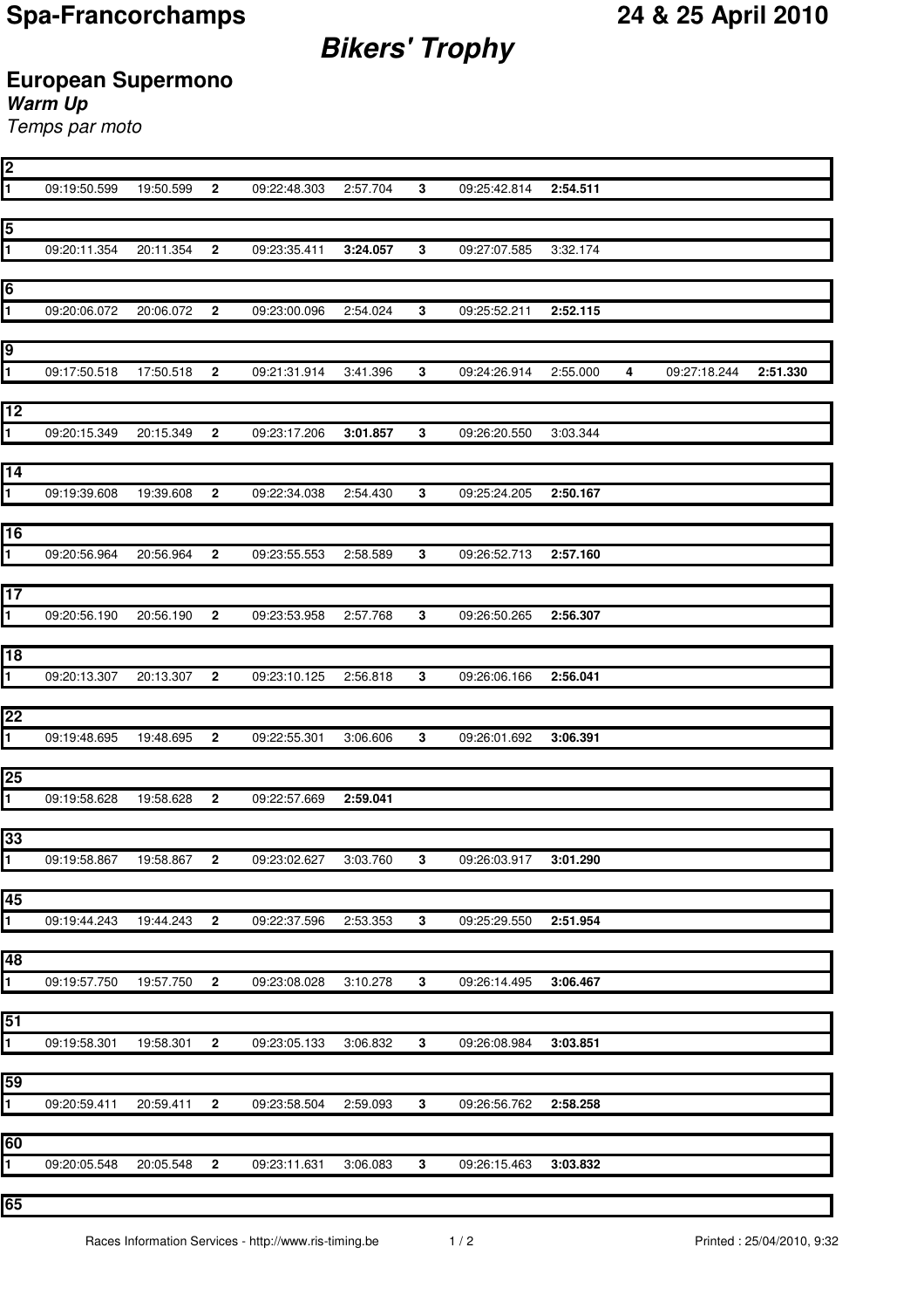# Spa-Francorchamps

# 24 & 25 April 2010

## *Bikers' Trophy*

### European Supermono

***Warm Up***

*Temps par moto*

**2**

| | | | | | | | | | | | |
|---|---|---|---|---|---|---|---|---|---|---|---|
| 1 | 09:19:50.599 | 19:50.599 | **2** | 09:22:48.303 | 2:57.704 | **3** | 09:25:42.814 | **2:54.511** | | | |

**5**

| | | | | | | | | | | | |
|---|---|---|---|---|---|---|---|---|---|---|---|
| 1 | 09:20:11.354 | 20:11.354 | **2** | 09:23:35.411 | **3:24.057** | **3** | 09:27:07.585 | 3:32.174 | | | |

**6**

| | | | | | | | | | | | |
|---|---|---|---|---|---|---|---|---|---|---|---|
| 1 | 09:20:06.072 | 20:06.072 | **2** | 09:23:00.096 | 2:54.024 | **3** | 09:25:52.211 | **2:52.115** | | | |

**9**

| | | | | | | | | | | | |
|---|---|---|---|---|---|---|---|---|---|---|---|
| 1 | 09:17:50.518 | 17:50.518 | **2** | 09:21:31.914 | 3:41.396 | **3** | 09:24:26.914 | 2:55.000 | **4** | 09:27:18.244 | **2:51.330** |

**12**

| | | | | | | | | | | | |
|---|---|---|---|---|---|---|---|---|---|---|---|
| 1 | 09:20:15.349 | 20:15.349 | **2** | 09:23:17.206 | **3:01.857** | **3** | 09:26:20.550 | 3:03.344 | | | |

**14**

| | | | | | | | | | | | |
|---|---|---|---|---|---|---|---|---|---|---|---|
| 1 | 09:19:39.608 | 19:39.608 | **2** | 09:22:34.038 | 2:54.430 | **3** | 09:25:24.205 | **2:50.167** | | | |

**16**

| | | | | | | | | | | | |
|---|---|---|---|---|---|---|---|---|---|---|---|
| 1 | 09:20:56.964 | 20:56.964 | **2** | 09:23:55.553 | 2:58.589 | **3** | 09:26:52.713 | **2:57.160** | | | |

**17**

| | | | | | | | | | | | |
|---|---|---|---|---|---|---|---|---|---|---|---|
| 1 | 09:20:56.190 | 20:56.190 | **2** | 09:23:53.958 | 2:57.768 | **3** | 09:26:50.265 | **2:56.307** | | | |

**18**

| | | | | | | | | | | | |
|---|---|---|---|---|---|---|---|---|---|---|---|
| 1 | 09:20:13.307 | 20:13.307 | **2** | 09:23:10.125 | 2:56.818 | **3** | 09:26:06.166 | **2:56.041** | | | |

**22**

| | | | | | | | | | | | |
|---|---|---|---|---|---|---|---|---|---|---|---|
| 1 | 09:19:48.695 | 19:48.695 | **2** | 09:22:55.301 | 3:06.606 | **3** | 09:26:01.692 | **3:06.391** | | | |

**25**

| | | | | | | | | | | | |
|---|---|---|---|---|---|---|---|---|---|---|---|
| 1 | 09:19:58.628 | 19:58.628 | **2** | 09:22:57.669 | **2:59.041** | | | | | | |

**33**

| | | | | | | | | | | | |
|---|---|---|---|---|---|---|---|---|---|---|---|
| 1 | 09:19:58.867 | 19:58.867 | **2** | 09:23:02.627 | 3:03.760 | **3** | 09:26:03.917 | **3:01.290** | | | |

**45**

| | | | | | | | | | | | |
|---|---|---|---|---|---|---|---|---|---|---|---|
| 1 | 09:19:44.243 | 19:44.243 | **2** | 09:22:37.596 | 2:53.353 | **3** | 09:25:29.550 | **2:51.954** | | | |

**48**

| | | | | | | | | | | | |
|---|---|---|---|---|---|---|---|---|---|---|---|
| 1 | 09:19:57.750 | 19:57.750 | **2** | 09:23:08.028 | 3:10.278 | **3** | 09:26:14.495 | **3:06.467** | | | |

**51**

| | | | | | | | | | | | |
|---|---|---|---|---|---|---|---|---|---|---|---|
| 1 | 09:19:58.301 | 19:58.301 | **2** | 09:23:05.133 | 3:06.832 | **3** | 09:26:08.984 | **3:03.851** | | | |

**59**

| | | | | | | | | | | | |
|---|---|---|---|---|---|---|---|---|---|---|---|
| 1 | 09:20:59.411 | 20:59.411 | **2** | 09:23:58.504 | 2:59.093 | **3** | 09:26:56.762 | **2:58.258** | | | |

**60**

| | | | | | | | | | | | |
|---|---|---|---|---|---|---|---|---|---|---|---|
| 1 | 09:20:05.548 | 20:05.548 | **2** | 09:23:11.631 | 3:06.083 | **3** | 09:26:15.463 | **3:03.832** | | | |

**65**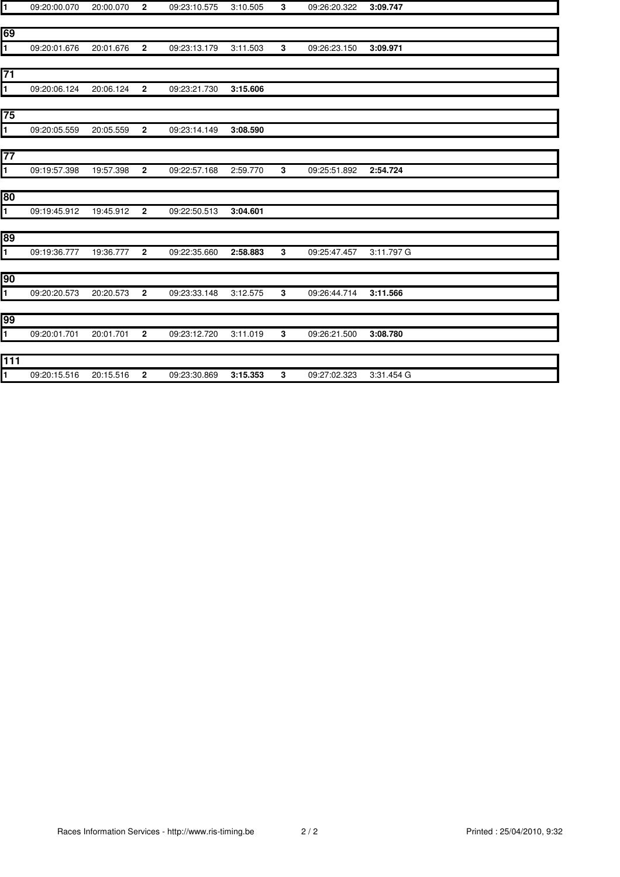| 1 | 09:20:00.070 | 20:00.070 | **2** | 09:23:10.575 | 3:10.505 | **3** | 09:26:20.322 | **3:09.747** |
|---|---|---|---|---|---|---|---|---|

## 69

| 1 | 09:20:01.676 | 20:01.676 | **2** | 09:23:13.179 | 3:11.503 | **3** | 09:26:23.150 | **3:09.971** |
|---|---|---|---|---|---|---|---|---|

## 71

| 1 | 09:20:06.124 | 20:06.124 | **2** | 09:23:21.730 | **3:15.606** |
|---|---|---|---|---|---|

## 75

| 1 | 09:20:05.559 | 20:05.559 | **2** | 09:23:14.149 | **3:08.590** |
|---|---|---|---|---|---|

## 77

| 1 | 09:19:57.398 | 19:57.398 | **2** | 09:22:57.168 | 2:59.770 | **3** | 09:25:51.892 | **2:54.724** |
|---|---|---|---|---|---|---|---|---|

## 80

| 1 | 09:19:45.912 | 19:45.912 | **2** | 09:22:50.513 | **3:04.601** |
|---|---|---|---|---|---|

## 89

| 1 | 09:19:36.777 | 19:36.777 | **2** | 09:22:35.660 | **2:58.883** | **3** | 09:25:47.457 | 3:11.797 G |
|---|---|---|---|---|---|---|---|---|

## 90

| 1 | 09:20:20.573 | 20:20.573 | **2** | 09:23:33.148 | 3:12.575 | **3** | 09:26:44.714 | **3:11.566** |
|---|---|---|---|---|---|---|---|---|

## 99

| 1 | 09:20:01.701 | 20:01.701 | **2** | 09:23:12.720 | 3:11.019 | **3** | 09:26:21.500 | **3:08.780** |
|---|---|---|---|---|---|---|---|---|

## 111

| 1 | 09:20:15.516 | 20:15.516 | **2** | 09:23:30.869 | **3:15.353** | **3** | 09:27:02.323 | 3:31.454 G |
|---|---|---|---|---|---|---|---|---|

Races Information Services - http://www.ris-timing.be Printed : 25/04/2010, 9:32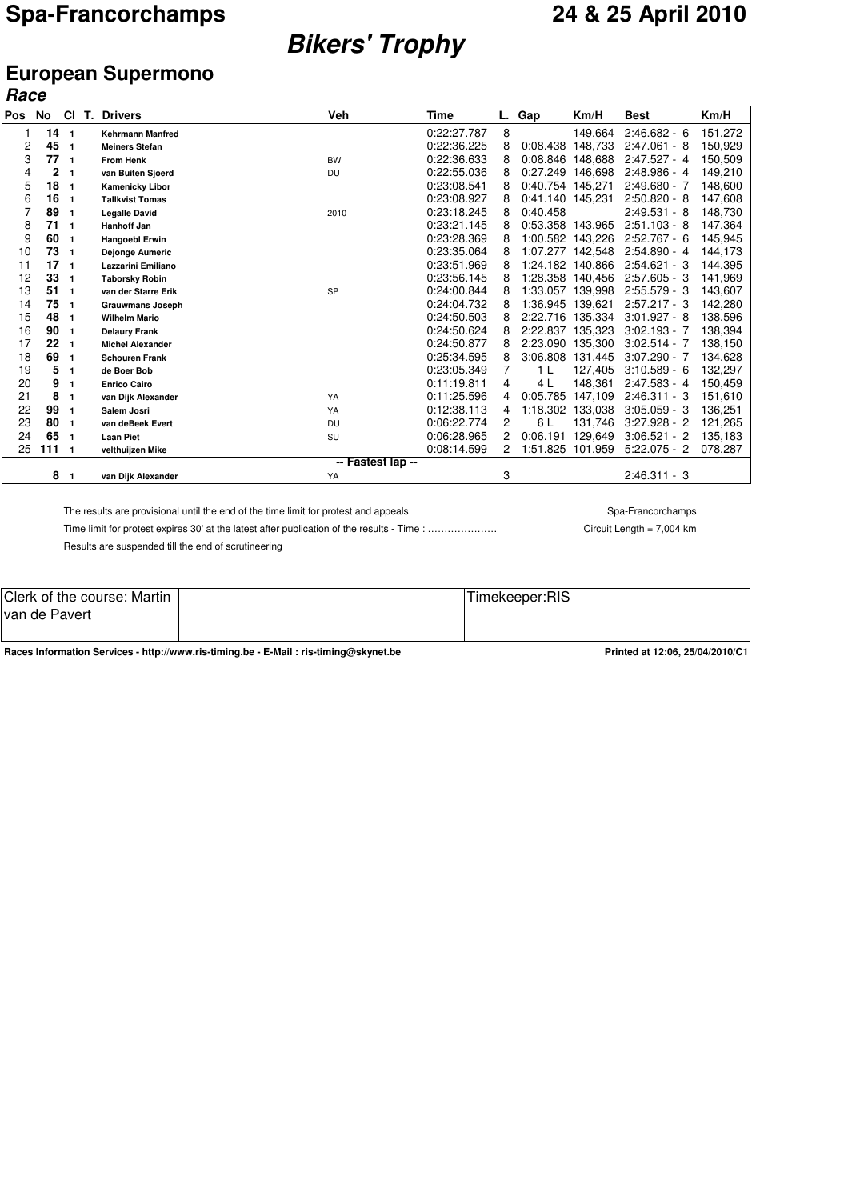# Spa-Francorchamps

# 24 & 25 April 2010

## *Bikers' Trophy*

## European Supermono

### *Race*

| Pos | No | Cl | T. | Drivers | Veh | Time | L. | Gap | Km/H | Best | Km/H |
|---|---|---|---|---|---|---|---|---|---|---|---|
| 1 | **14** | 1 | | Kehrmann Manfred | | 0:22:27.787 | 8 | | 149,664 | 2:46.682 - 6 | 151,272 |
| 2 | **45** | 1 | | Meiners Stefan | | 0:22:36.225 | 8 | 0:08.438 | 148,733 | 2:47.061 - 8 | 150,929 |
| 3 | **77** | 1 | | From Henk | BW | 0:22:36.633 | 8 | 0:08.846 | 148,688 | 2:47.527 - 4 | 150,509 |
| 4 | **2** | 1 | | van Buiten Sjoerd | DU | 0:22:55.036 | 8 | 0:27.249 | 146,698 | 2:48.986 - 4 | 149,210 |
| 5 | **18** | 1 | | Kamenicky Libor | | 0:23:08.541 | 8 | 0:40.754 | 145,271 | 2:49.680 - 7 | 148,600 |
| 6 | **16** | 1 | | Tallkvist Tomas | | 0:23:08.927 | 8 | 0:41.140 | 145,231 | 2:50.820 - 8 | 147,608 |
| 7 | **89** | 1 | | Legalle David | 2010 | 0:23:18.245 | 8 | 0:40.458 | | 2:49.531 - 8 | 148,730 |
| 8 | **71** | 1 | | Hanhoff Jan | | 0:23:21.145 | 8 | 0:53.358 | 143,965 | 2:51.103 - 8 | 147,364 |
| 9 | **60** | 1 | | Hangoebl Erwin | | 0:23:28.369 | 8 | 1:00.582 | 143,226 | 2:52.767 - 6 | 145,945 |
| 10 | **73** | 1 | | Dejonge Aumeric | | 0:23:35.064 | 8 | 1:07.277 | 142,548 | 2:54.890 - 4 | 144,173 |
| 11 | **17** | 1 | | Lazzarini Emiliano | | 0:23:51.969 | 8 | 1:24.182 | 140,866 | 2:54.621 - 3 | 144,395 |
| 12 | **33** | 1 | | Taborsky Robin | | 0:23:56.145 | 8 | 1:28.358 | 140,456 | 2:57.605 - 3 | 141,969 |
| 13 | **51** | 1 | | van der Starre Erik | SP | 0:24:00.844 | 8 | 1:33.057 | 139,998 | 2:55.579 - 3 | 143,607 |
| 14 | **75** | 1 | | Grauwmans Joseph | | 0:24:04.732 | 8 | 1:36.945 | 139,621 | 2:57.217 - 3 | 142,280 |
| 15 | **48** | 1 | | Wilhelm Mario | | 0:24:50.503 | 8 | 2:22.716 | 135,334 | 3:01.927 - 8 | 138,596 |
| 16 | **90** | 1 | | Delaury Frank | | 0:24:50.624 | 8 | 2:22.837 | 135,323 | 3:02.193 - 7 | 138,394 |
| 17 | **22** | 1 | | Michel Alexander | | 0:24:50.877 | 8 | 2:23.090 | 135,300 | 3:02.514 - 7 | 138,150 |
| 18 | **69** | 1 | | Schouren Frank | | 0:25:34.595 | 8 | 3:06.808 | 131,445 | 3:07.290 - 7 | 134,628 |
| 19 | **5** | 1 | | de Boer Bob | | 0:23:05.349 | 7 | 1 L | 127,405 | 3:10.589 - 6 | 132,297 |
| 20 | **9** | 1 | | Enrico Cairo | | 0:11:19.811 | 4 | 4 L | 148,361 | 2:47.583 - 4 | 150,459 |
| 21 | **8** | 1 | | van Dijk Alexander | YA | 0:11:25.596 | 4 | 0:05.785 | 147,109 | 2:46.311 - 3 | 151,610 |
| 22 | **99** | 1 | | Salem Josri | YA | 0:12:38.113 | 4 | 1:18.302 | 133,038 | 3:05.059 - 3 | 136,251 |
| 23 | **80** | 1 | | van deBeek Evert | DU | 0:06:22.774 | 2 | 6 L | 131,746 | 3:27.928 - 2 | 121,265 |
| 24 | **65** | 1 | | Laan Piet | SU | 0:06:28.965 | 2 | 0:06.191 | 129,649 | 3:06.521 - 2 | 135,183 |
| 25 | **111** | 1 | | velthuijzen Mike | | 0:08:14.599 | 2 | 1:51.825 | 101,959 | 5:22.075 - 2 | 078,287 |
| | | | | | -- Fastest lap -- | | | | | | |
| | **8** | 1 | | van Dijk Alexander | YA | | 3 | | | 2:46.311 - 3 | |

The results are provisional until the end of the time limit for protest and appeals

Time limit for protest expires 30' at the latest after publication of the results - Time : …………………

Results are suspended till the end of scrutineering

Spa-Francorchamps

Circuit Length = 7,004 km

| Clerk of the course: Martin van de Pavert | | Timekeeper:RIS |
|---|---|---|

Races Information Services - http://www.ris-timing.be - E-Mail : ris-timing@skynet.be

Printed at 12:06, 25/04/2010/C1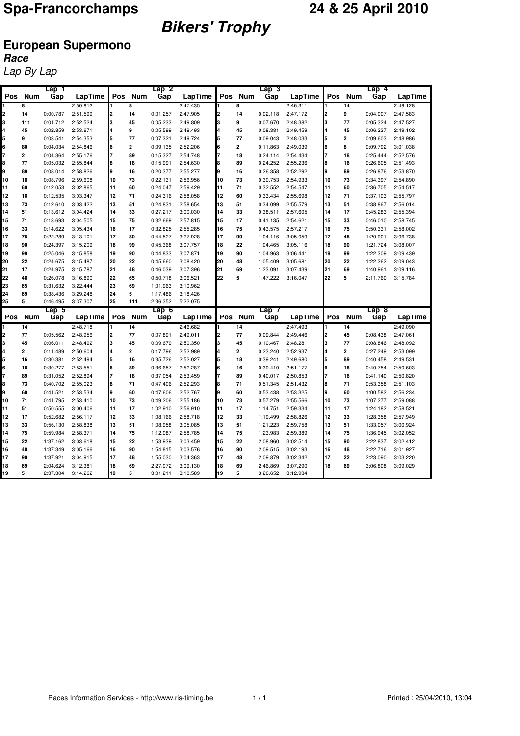# Spa-Francorchamps

# 24 & 25 April 2010

# *Bikers' Trophy*

## European Supermono

***Race***

*Lap By Lap*

| Lap 1 Pos | Num | Gap | LapTime | Lap 2 Pos | Num | Gap | LapTime | Lap 3 Pos | Num | Gap | LapTime | Lap 4 Pos | Num | Gap | LapTime |
|---|---|---|---|---|---|---|---|---|---|---|---|---|---|---|---|
| 1 | 8 | | 2:50.812 | 1 | 8 | | 2:47.435 | 1 | 8 | | 2:46.311 | 1 | 14 | | 2:49.128 |
| 2 | 14 | 0:00.787 | 2:51.599 | 2 | 14 | 0:01.257 | 2:47.905 | 2 | 14 | 0:02.118 | 2:47.172 | 2 | 9 | 0:04.007 | 2:47.583 |
| 3 | 111 | 0:01.712 | 2:52.524 | 3 | 45 | 0:05.233 | 2:49.809 | 3 | 9 | 0:07.670 | 2:48.382 | 3 | 77 | 0:05.324 | 2:47.527 |
| 4 | 45 | 0:02.859 | 2:53.671 | 4 | 9 | 0:05.599 | 2:49.493 | 4 | 45 | 0:08.381 | 2:49.459 | 4 | 45 | 0:06.237 | 2:49.102 |
| 5 | 9 | 0:03.541 | 2:54.353 | 5 | 77 | 0:07.321 | 2:49.724 | 5 | 77 | 0:09.043 | 2:48.033 | 5 | 2 | 0:09.603 | 2:48.986 |
| 6 | 80 | 0:04.034 | 2:54.846 | 6 | 2 | 0:09.135 | 2:52.206 | 6 | 2 | 0:11.863 | 2:49.039 | 6 | 8 | 0:09.792 | 3:01.038 |
| 7 | 2 | 0:04.364 | 2:55.176 | 7 | 89 | 0:15.327 | 2:54.748 | 7 | 18 | 0:24.114 | 2:54.434 | 7 | 18 | 0:25.444 | 2:52.576 |
| 8 | 77 | 0:05.032 | 2:55.844 | 8 | 18 | 0:15.991 | 2:54.630 | 8 | 89 | 0:24.252 | 2:55.236 | 8 | 16 | 0:26.605 | 2:51.493 |
| 9 | 89 | 0:08.014 | 2:58.826 | 9 | 16 | 0:20.377 | 2:55.277 | 9 | 16 | 0:26.358 | 2:52.292 | 9 | 89 | 0:26.876 | 2:53.870 |
| 10 | 18 | 0:08.796 | 2:59.608 | 10 | 73 | 0:22.131 | 2:56.956 | 10 | 73 | 0:30.753 | 2:54.933 | 10 | 73 | 0:34.397 | 2:54.890 |
| 11 | 60 | 0:12.053 | 3:02.865 | 11 | 60 | 0:24.047 | 2:59.429 | 11 | 71 | 0:32.552 | 2:54.547 | 11 | 60 | 0:36.705 | 2:54.517 |
| 12 | 16 | 0:12.535 | 3:03.347 | 12 | 71 | 0:24.316 | 2:58.058 | 12 | 60 | 0:33.434 | 2:55.698 | 12 | 71 | 0:37.103 | 2:55.797 |
| 13 | 73 | 0:12.610 | 3:03.422 | 13 | 51 | 0:24.831 | 2:58.654 | 13 | 51 | 0:34.099 | 2:55.579 | 13 | 51 | 0:38.867 | 2:56.014 |
| 14 | 51 | 0:13.612 | 3:04.424 | 14 | 33 | 0:27.217 | 3:00.030 | 14 | 33 | 0:38.511 | 2:57.605 | 14 | 17 | 0:45.283 | 2:55.394 |
| 15 | 71 | 0:13.693 | 3:04.505 | 15 | 75 | 0:32.669 | 2:57.815 | 15 | 17 | 0:41.135 | 2:54.621 | 15 | 33 | 0:46.010 | 2:58.745 |
| 16 | 33 | 0:14.622 | 3:05.434 | 16 | 17 | 0:32.825 | 2:55.285 | 16 | 75 | 0:43.575 | 2:57.217 | 16 | 75 | 0:50.331 | 2:58.002 |
| 17 | 75 | 0:22.289 | 3:13.101 | 17 | 80 | 0:44.527 | 3:27.928 | 17 | 99 | 1:04.116 | 3:05.059 | 17 | 48 | 1:20.901 | 3:06.738 |
| 18 | 90 | 0:24.397 | 3:15.209 | 18 | 99 | 0:45.368 | 3:07.757 | 18 | 22 | 1:04.465 | 3:05.116 | 18 | 90 | 1:21.724 | 3:08.007 |
| 19 | 99 | 0:25.046 | 3:15.858 | 19 | 90 | 0:44.833 | 3:07.871 | 19 | 90 | 1:04.963 | 3:06.441 | 19 | 99 | 1:22.309 | 3:09.439 |
| 20 | 22 | 0:24.675 | 3:15.487 | 20 | 22 | 0:45.660 | 3:08.420 | 20 | 48 | 1:05.409 | 3:05.681 | 20 | 22 | 1:22.262 | 3:09.043 |
| 21 | 17 | 0:24.975 | 3:15.787 | 21 | 48 | 0:46.039 | 3:07.396 | 21 | 69 | 1:23.091 | 3:07.439 | 21 | 69 | 1:40.961 | 3:09.116 |
| 22 | 48 | 0:26.078 | 3:16.890 | 22 | 65 | 0:50.718 | 3:06.521 | 22 | 5 | 1:47.222 | 3:16.047 | 22 | 5 | 2:11.760 | 3:15.784 |
| 23 | 65 | 0:31.632 | 3:22.444 | 23 | 69 | 1:01.963 | 3:10.962 | | | | | | | | |
| 24 | 69 | 0:38.436 | 3:29.248 | 24 | 5 | 1:17.486 | 3:18.426 | | | | | | | | |
| 25 | 5 | 0:46.495 | 3:37.307 | 25 | 111 | 2:36.352 | 5:22.075 | | | | | | | | |

| Lap 5 Pos | Num | Gap | LapTime | Lap 6 Pos | Num | Gap | LapTime | Lap 7 Pos | Num | Gap | LapTime | Lap 8 Pos | Num | Gap | LapTime |
|---|---|---|---|---|---|---|---|---|---|---|---|---|---|---|---|
| 1 | 14 | | 2:48.718 | 1 | 14 | | 2:46.682 | 1 | 14 | | 2:47.493 | 1 | 14 | | 2:49.090 |
| 2 | 77 | 0:05.562 | 2:48.956 | 2 | 77 | 0:07.891 | 2:49.011 | 2 | 77 | 0:09.844 | 2:49.446 | 2 | 45 | 0:08.438 | 2:47.061 |
| 3 | 45 | 0:06.011 | 2:48.492 | 3 | 45 | 0:09.679 | 2:50.350 | 3 | 45 | 0:10.467 | 2:48.281 | 3 | 77 | 0:08.846 | 2:48.092 |
| 4 | 2 | 0:11.489 | 2:50.604 | 4 | 2 | 0:17.796 | 2:52.989 | 4 | 2 | 0:23.240 | 2:52.937 | 4 | 2 | 0:27.249 | 2:53.099 |
| 5 | 16 | 0:30.381 | 2:52.494 | 5 | 16 | 0:35.726 | 2:52.027 | 5 | 18 | 0:39.241 | 2:49.680 | 5 | 89 | 0:40.458 | 2:49.531 |
| 6 | 18 | 0:30.277 | 2:53.551 | 6 | 89 | 0:36.657 | 2:52.287 | 6 | 16 | 0:39.410 | 2:51.177 | 6 | 18 | 0:40.754 | 2:50.603 |
| 7 | 89 | 0:31.052 | 2:52.894 | 7 | 18 | 0:37.054 | 2:53.459 | 7 | 89 | 0:40.017 | 2:50.853 | 7 | 16 | 0:41.140 | 2:50.820 |
| 8 | 73 | 0:40.702 | 2:55.023 | 8 | 71 | 0:47.406 | 2:52.293 | 8 | 71 | 0:51.345 | 2:51.432 | 8 | 71 | 0:53.358 | 2:51.103 |
| 9 | 60 | 0:41.521 | 2:53.534 | 9 | 60 | 0:47.606 | 2:52.767 | 9 | 60 | 0:53.438 | 2:53.325 | 9 | 60 | 1:00.582 | 2:56.234 |
| 10 | 71 | 0:41.795 | 2:53.410 | 10 | 73 | 0:49.206 | 2:55.186 | 10 | 73 | 0:57.279 | 2:55.566 | 10 | 73 | 1:07.277 | 2:59.088 |
| 11 | 51 | 0:50.555 | 3:00.406 | 11 | 17 | 1:02.910 | 2:56.910 | 11 | 17 | 1:14.751 | 2:59.334 | 11 | 17 | 1:24.182 | 2:58.521 |
| 12 | 17 | 0:52.682 | 2:56.117 | 12 | 33 | 1:08.166 | 2:58.718 | 12 | 33 | 1:19.499 | 2:58.826 | 12 | 33 | 1:28.358 | 2:57.949 |
| 13 | 33 | 0:56.130 | 2:58.838 | 13 | 51 | 1:08.958 | 3:05.085 | 13 | 51 | 1:21.223 | 2:59.758 | 13 | 51 | 1:33.057 | 3:00.924 |
| 14 | 75 | 0:59.984 | 2:58.371 | 14 | 75 | 1:12.087 | 2:58.785 | 14 | 75 | 1:23.983 | 2:59.389 | 14 | 75 | 1:36.945 | 3:02.052 |
| 15 | 22 | 1:37.162 | 3:03.618 | 15 | 22 | 1:53.939 | 3:03.459 | 15 | 22 | 2:08.960 | 3:02.514 | 15 | 90 | 2:22.837 | 3:02.412 |
| 16 | 48 | 1:37.349 | 3:05.166 | 16 | 90 | 1:54.815 | 3:03.576 | 16 | 90 | 2:09.515 | 3:02.193 | 16 | 48 | 2:22.716 | 3:01.927 |
| 17 | 90 | 1:37.921 | 3:04.915 | 17 | 48 | 1:55.030 | 3:04.363 | 17 | 48 | 2:09.879 | 3:02.342 | 17 | 22 | 2:23.090 | 3:03.220 |
| 18 | 69 | 2:04.624 | 3:12.381 | 18 | 69 | 2:27.072 | 3:09.130 | 18 | 69 | 2:46.869 | 3:07.290 | 18 | 69 | 3:06.808 | 3:09.029 |
| 19 | 5 | 2:37.304 | 3:14.262 | 19 | 5 | 3:01.211 | 3:10.589 | 19 | 5 | 3:26.652 | 3:12.934 | | | | |

Races Information Services - http://www.ris-timing.be

Printed : 25/04/2010, 13:04